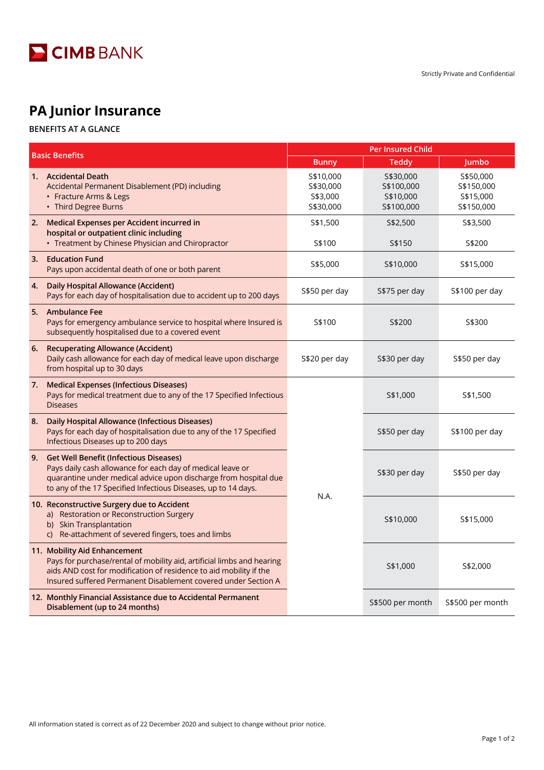CIMB BANK

Strictly Private and Confidential

# PA Junior Insurance

**BENEFITS AT A GLANCE**

| Basic Benefits | Per Insured Child | | |
|---|---|---|---|
| | **Bunny** | **Teddy** | **Jumbo** |
| **1. Accidental Death**<br>Accidental Permanent Disablement (PD) including<br>• Fracture Arms & Legs<br>• Third Degree Burns | S$10,000<br>S$30,000<br>S$3,000<br>S$30,000 | S$30,000<br>S$100,000<br>S$10,000<br>S$100,000 | S$50,000<br>S$150,000<br>S$15,000<br>S$150,000 |
| **2. Medical Expenses per Accident incurred in hospital or outpatient clinic including**<br>• Treatment by Chinese Physician and Chiropractor | S$1,500<br>S$100 | S$2,500<br>S$150 | S$3,500<br>S$200 |
| **3. Education Fund**<br>Pays upon accidental death of one or both parent | S$5,000 | S$10,000 | S$15,000 |
| **4. Daily Hospital Allowance (Accident)**<br>Pays for each day of hospitalisation due to accident up to 200 days | S$50 per day | S$75 per day | S$100 per day |
| **5. Ambulance Fee**<br>Pays for emergency ambulance service to hospital where Insured is subsequently hospitalised due to a covered event | S$100 | S$200 | S$300 |
| **6. Recuperating Allowance (Accident)**<br>Daily cash allowance for each day of medical leave upon discharge from hospital up to 30 days | S$20 per day | S$30 per day | S$50 per day |
| **7. Medical Expenses (Infectious Diseases)**<br>Pays for medical treatment due to any of the 17 Specified Infectious Diseases | N.A. | S$1,000 | S$1,500 |
| **8. Daily Hospital Allowance (Infectious Diseases)**<br>Pays for each day of hospitalisation due to any of the 17 Specified Infectious Diseases up to 200 days | N.A. | S$50 per day | S$100 per day |
| **9. Get Well Benefit (Infectious Diseases)**<br>Pays daily cash allowance for each day of medical leave or quarantine under medical advice upon discharge from hospital due to any of the 17 Specified Infectious Diseases, up to 14 days. | N.A. | S$30 per day | S$50 per day |
| **10. Reconstructive Surgery due to Accident**<br>a) Restoration or Reconstruction Surgery<br>b) Skin Transplantation<br>c) Re-attachment of severed fingers, toes and limbs | N.A. | S$10,000 | S$15,000 |
| **11. Mobility Aid Enhancement**<br>Pays for purchase/rental of mobility aid, artificial limbs and hearing aids AND cost for modification of residence to aid mobility if the Insured suffered Permanent Disablement covered under Section A | N.A. | S$1,000 | S$2,000 |
| **12. Monthly Financial Assistance due to Accidental Permanent Disablement (up to 24 months)** | N.A. | S$500 per month | S$500 per month |

All information stated is correct as of 22 December 2020 and subject to change without prior notice.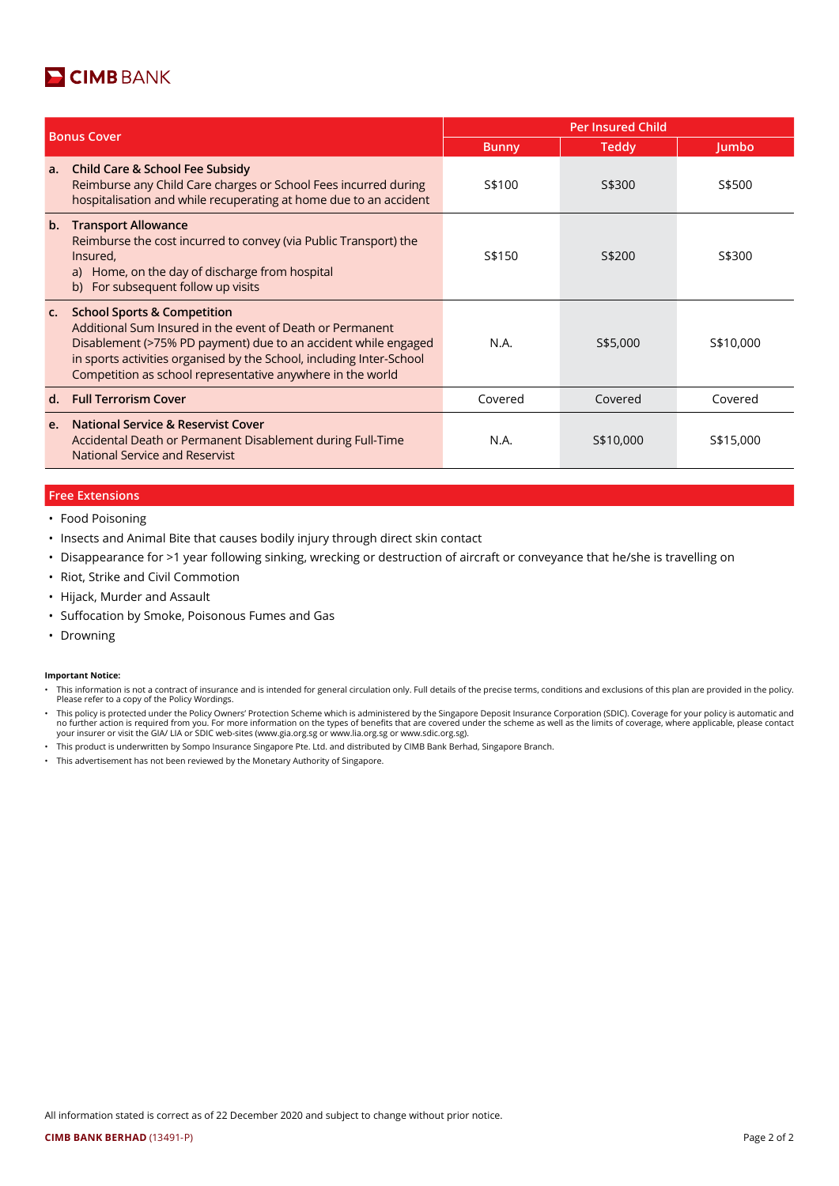| Bonus Cover | Per Insured Child | | |
|---|---|---|---|
| | Bunny | Teddy | Jumbo |
| a. **Child Care & School Fee Subsidy** Reimburse any Child Care charges or School Fees incurred during hospitalisation and while recuperating at home due to an accident | S$100 | S$300 | S$500 |
| b. **Transport Allowance** Reimburse the cost incurred to convey (via Public Transport) the Insured, a) Home, on the day of discharge from hospital b) For subsequent follow up visits | S$150 | S$200 | S$300 |
| c. **School Sports & Competition** Additional Sum Insured in the event of Death or Permanent Disablement (>75% PD payment) due to an accident while engaged in sports activities organised by the School, including Inter-School Competition as school representative anywhere in the world | N.A. | S$5,000 | S$10,000 |
| d. **Full Terrorism Cover** | Covered | Covered | Covered |
| e. **National Service & Reservist Cover** Accidental Death or Permanent Disablement during Full-Time National Service and Reservist | N.A. | S$10,000 | S$15,000 |

## Free Extensions

- Food Poisoning
- Insects and Animal Bite that causes bodily injury through direct skin contact
- Disappearance for >1 year following sinking, wrecking or destruction of aircraft or conveyance that he/she is travelling on
- Riot, Strike and Civil Commotion
- Hijack, Murder and Assault
- Suffocation by Smoke, Poisonous Fumes and Gas
- Drowning

**Important Notice:**

- This information is not a contract of insurance and is intended for general circulation only. Full details of the precise terms, conditions and exclusions of this plan are provided in the policy. Please refer to a copy of the Policy Wordings.
- This policy is protected under the Policy Owners' Protection Scheme which is administered by the Singapore Deposit Insurance Corporation (SDIC). Coverage for your policy is automatic and no further action is required from you. For more information on the types of benefits that are covered under the scheme as well as the limits of coverage, where applicable, please contact your insurer or visit the GIA/ LIA or SDIC web-sites (www.gia.org.sg or www.lia.org.sg or www.sdic.org.sg).
- This product is underwritten by Sompo Insurance Singapore Pte. Ltd. and distributed by CIMB Bank Berhad, Singapore Branch.
- This advertisement has not been reviewed by the Monetary Authority of Singapore.

All information stated is correct as of 22 December 2020 and subject to change without prior notice.

**CIMB BANK BERHAD** (13491-P)